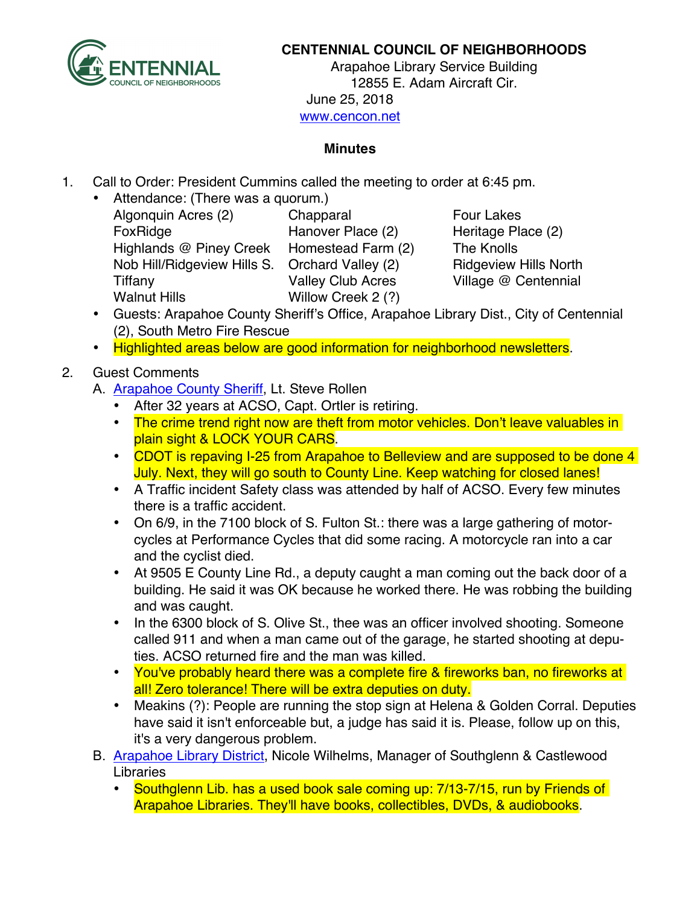# CENTENNIAL COUNCIL OF NEIGHBORHOODS

Arapahoe Library Service Building
12855 E. Adam Aircraft Cir.
June 25, 2018
www.cencon.net

## Minutes

1. Call to Order: President Cummins called the meeting to order at 6:45 pm.
   - Attendance: (There was a quorum.)

| | | |
|---|---|---|
| Algonquin Acres (2) | Chapparal | Four Lakes |
| FoxRidge | Hanover Place (2) | Heritage Place (2) |
| Highlands @ Piney Creek | Homestead Farm (2) | The Knolls |
| Nob Hill/Ridgeview Hills S. | Orchard Valley (2) | Ridgeview Hills North |
| Tiffany | Valley Club Acres | Village @ Centennial |
| Walnut Hills | Willow Creek 2 (?) | |

   - Guests: Arapahoe County Sheriff's Office, Arapahoe Library Dist., City of Centennial (2), South Metro Fire Rescue
   - Highlighted areas below are good information for neighborhood newsletters.

2. Guest Comments

   A. Arapahoe County Sheriff, Lt. Steve Rollen
   - After 32 years at ACSO, Capt. Ortler is retiring.
   - The crime trend right now are theft from motor vehicles. Don't leave valuables in plain sight & LOCK YOUR CARS.
   - CDOT is repaving I-25 from Arapahoe to Belleview and are supposed to be done 4 July. Next, they will go south to County Line. Keep watching for closed lanes!
   - A Traffic incident Safety class was attended by half of ACSO. Every few minutes there is a traffic accident.
   - On 6/9, in the 7100 block of S. Fulton St.: there was a large gathering of motorcycles at Performance Cycles that did some racing. A motorcycle ran into a car and the cyclist died.
   - At 9505 E County Line Rd., a deputy caught a man coming out the back door of a building. He said it was OK because he worked there. He was robbing the building and was caught.
   - In the 6300 block of S. Olive St., thee was an officer involved shooting. Someone called 911 and when a man came out of the garage, he started shooting at deputies. ACSO returned fire and the man was killed.
   - You've probably heard there was a complete fire & fireworks ban, no fireworks at all! Zero tolerance! There will be extra deputies on duty.
   - Meakins (?): People are running the stop sign at Helena & Golden Corral. Deputies have said it isn't enforceable but, a judge has said it is. Please, follow up on this, it's a very dangerous problem.

   B. Arapahoe Library District, Nicole Wilhelms, Manager of Southglenn & Castlewood Libraries
   - Southglenn Lib. has a used book sale coming up: 7/13-7/15, run by Friends of Arapahoe Libraries. They'll have books, collectibles, DVDs, & audiobooks.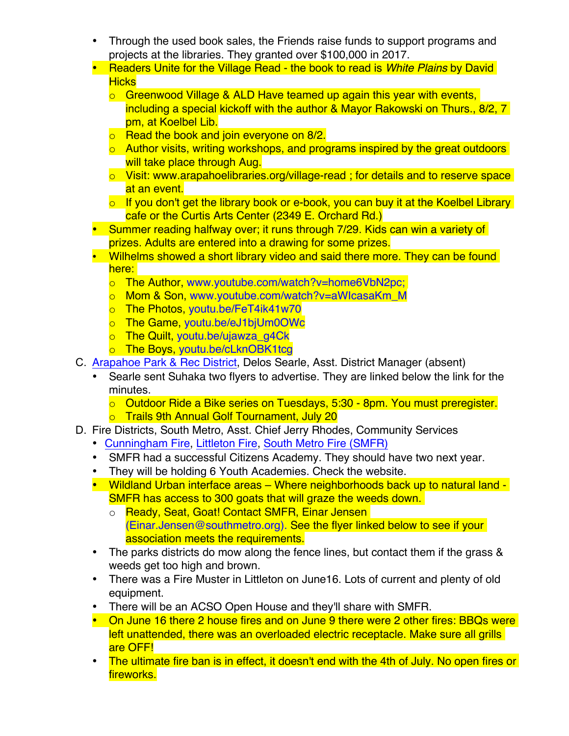- Through the used book sales, the Friends raise funds to support programs and projects at the libraries. They granted over $100,000 in 2017.
- Readers Unite for the Village Read - the book to read is *White Plains* by David Hicks
  - Greenwood Village & ALD Have teamed up again this year with events, including a special kickoff with the author & Mayor Rakowski on Thurs., 8/2, 7 pm, at Koelbel Lib.
  - Read the book and join everyone on 8/2.
  - Author visits, writing workshops, and programs inspired by the great outdoors will take place through Aug.
  - Visit: www.arapahoelibraries.org/village-read ; for details and to reserve space at an event.
  - If you don't get the library book or e-book, you can buy it at the Koelbel Library cafe or the Curtis Arts Center (2349 E. Orchard Rd.)
- Summer reading halfway over; it runs through 7/29. Kids can win a variety of prizes. Adults are entered into a drawing for some prizes.
- Wilhelms showed a short library video and said there more. They can be found here:
  - The Author, www.youtube.com/watch?v=home6VbN2pc;
  - Mom & Son, www.youtube.com/watch?v=aWIcasaKm_M
  - The Photos, youtu.be/FeT4ik41w70
  - The Game, youtu.be/eJ1bjUm0OWc
  - The Quilt, youtu.be/ujawza_g4Ck
  - The Boys, youtu.be/cLknOBK1tcg

C. Arapahoe Park & Rec District, Delos Searle, Asst. District Manager (absent)
- Searle sent Suhaka two flyers to advertise. They are linked below the link for the minutes.
  - Outdoor Ride a Bike series on Tuesdays, 5:30 - 8pm. You must preregister.
  - Trails 9th Annual Golf Tournament, July 20

D. Fire Districts, South Metro, Asst. Chief Jerry Rhodes, Community Services
- Cunningham Fire, Littleton Fire, South Metro Fire (SMFR)
- SMFR had a successful Citizens Academy. They should have two next year.
- They will be holding 6 Youth Academies. Check the website.
- Wildland Urban interface areas – Where neighborhoods back up to natural land - SMFR has access to 300 goats that will graze the weeds down.
  - Ready, Seat, Goat! Contact SMFR, Einar Jensen (Einar.Jensen@southmetro.org). See the flyer linked below to see if your association meets the requirements.
- The parks districts do mow along the fence lines, but contact them if the grass & weeds get too high and brown.
- There was a Fire Muster in Littleton on June16. Lots of current and plenty of old equipment.
- There will be an ACSO Open House and they'll share with SMFR.
- On June 16 there 2 house fires and on June 9 there were 2 other fires: BBQs were left unattended, there was an overloaded electric receptacle. Make sure all grills are OFF!
- The ultimate fire ban is in effect, it doesn't end with the 4th of July. No open fires or fireworks.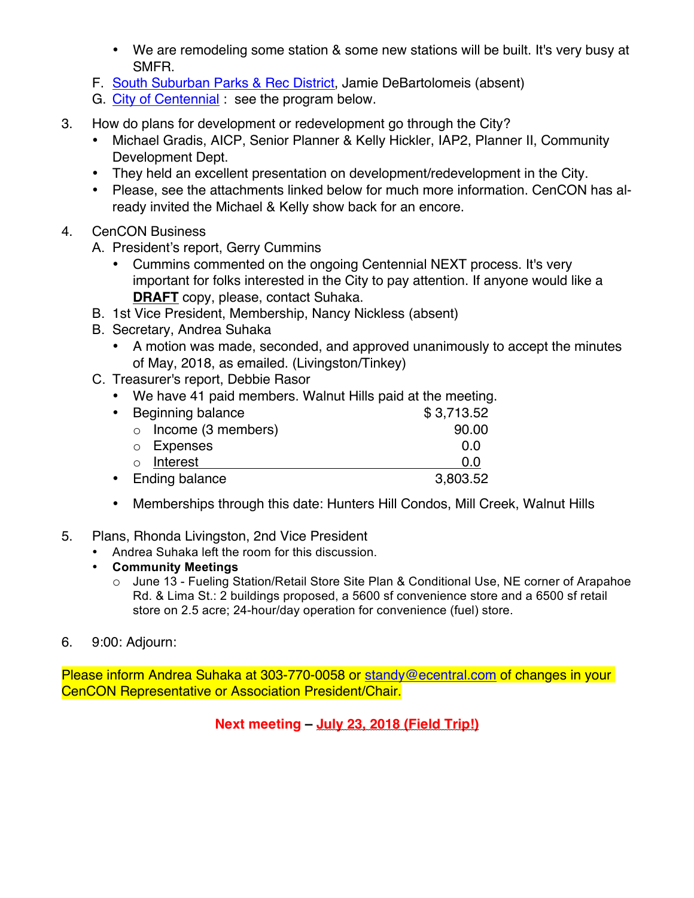- We are remodeling some station & some new stations will be built. It's very busy at SMFR.

F. South Suburban Parks & Rec District, Jamie DeBartolomeis (absent)

G. City of Centennial : see the program below.

3. How do plans for development or redevelopment go through the City?
   - Michael Gradis, AICP, Senior Planner & Kelly Hickler, IAP2, Planner II, Community Development Dept.
   - They held an excellent presentation on development/redevelopment in the City.
   - Please, see the attachments linked below for much more information. CenCON has already invited the Michael & Kelly show back for an encore.

4. CenCON Business

   A. President's report, Gerry Cummins
   - Cummins commented on the ongoing Centennial NEXT process. It's very important for folks interested in the City to pay attention. If anyone would like a **DRAFT** copy, please, contact Suhaka.

   B. 1st Vice President, Membership, Nancy Nickless (absent)

   B. Secretary, Andrea Suhaka
   - A motion was made, seconded, and approved unanimously to accept the minutes of May, 2018, as emailed. (Livingston/Tinkey)

   C. Treasurer's report, Debbie Rasor
   - We have 41 paid members. Walnut Hills paid at the meeting.

| | |
|---|---|
| Beginning balance | $ 3,713.52 |
| Income (3 members) | 90.00 |
| Expenses | 0.0 |
| Interest | 0.0 |
| Ending balance | 3,803.52 |

   - Memberships through this date: Hunters Hill Condos, Mill Creek, Walnut Hills

5. Plans, Rhonda Livingston, 2nd Vice President
   - Andrea Suhaka left the room for this discussion.
   - **Community Meetings**
     - June 13 - Fueling Station/Retail Store Site Plan & Conditional Use, NE corner of Arapahoe Rd. & Lima St.: 2 buildings proposed, a 5600 sf convenience store and a 6500 sf retail store on 2.5 acre; 24-hour/day operation for convenience (fuel) store.

6. 9:00: Adjourn:

Please inform Andrea Suhaka at 303-770-0058 or standy@ecentral.com of changes in your CenCON Representative or Association President/Chair.

**Next meeting – July 23, 2018 (Field Trip!)**